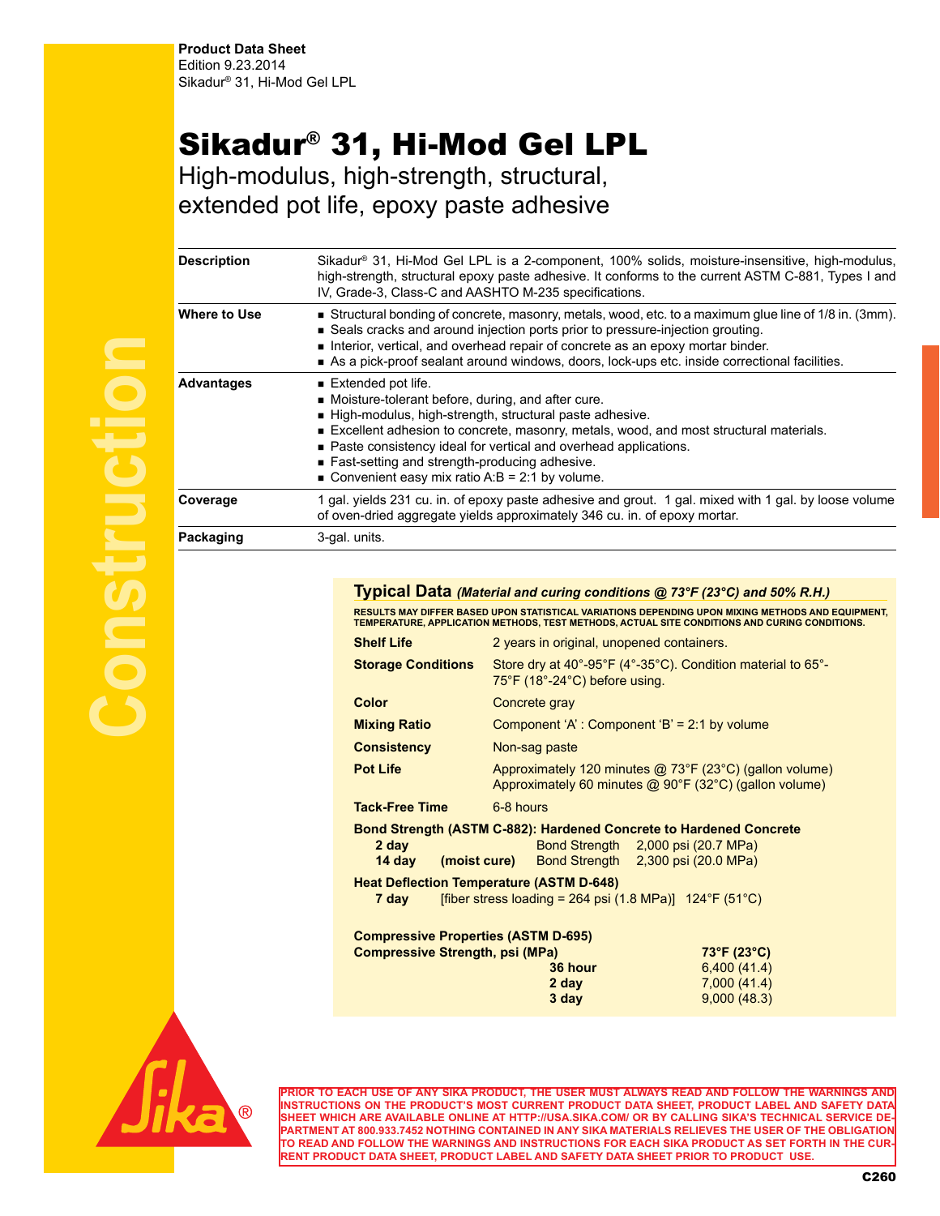**Product Data Sheet**
Edition 9.23.2014
Sikadur® 31, Hi-Mod Gel LPL

# Sikadur® 31, Hi-Mod Gel LPL

High-modulus, high-strength, structural, extended pot life, epoxy paste adhesive

| | |
|---|---|
| **Description** | Sikadur® 31, Hi-Mod Gel LPL is a 2-component, 100% solids, moisture-insensitive, high-modulus, high-strength, structural epoxy paste adhesive. It conforms to the current ASTM C-881, Types I and IV, Grade-3, Class-C and AASHTO M-235 specifications. |
| **Where to Use** | ■ Structural bonding of concrete, masonry, metals, wood, etc. to a maximum glue line of 1/8 in. (3mm).<br>■ Seals cracks and around injection ports prior to pressure-injection grouting.<br>■ Interior, vertical, and overhead repair of concrete as an epoxy mortar binder.<br>■ As a pick-proof sealant around windows, doors, lock-ups etc. inside correctional facilities. |
| **Advantages** | ■ Extended pot life.<br>■ Moisture-tolerant before, during, and after cure.<br>■ High-modulus, high-strength, structural paste adhesive.<br>■ Excellent adhesion to concrete, masonry, metals, wood, and most structural materials.<br>■ Paste consistency ideal for vertical and overhead applications.<br>■ Fast-setting and strength-producing adhesive.<br>■ Convenient easy mix ratio A:B = 2:1 by volume. |
| **Coverage** | 1 gal. yields 231 cu. in. of epoxy paste adhesive and grout. 1 gal. mixed with 1 gal. by loose volume of oven-dried aggregate yields approximately 346 cu. in. of epoxy mortar. |
| **Packaging** | 3-gal. units. |

## Typical Data *(Material and curing conditions @ 73°F (23°C) and 50% R.H.)*

RESULTS MAY DIFFER BASED UPON STATISTICAL VARIATIONS DEPENDING UPON MIXING METHODS AND EQUIPMENT, TEMPERATURE, APPLICATION METHODS, TEST METHODS, ACTUAL SITE CONDITIONS AND CURING CONDITIONS.

| | |
|---|---|
| **Shelf Life** | 2 years in original, unopened containers. |
| **Storage Conditions** | Store dry at 40°-95°F (4°-35°C). Condition material to 65°-75°F (18°-24°C) before using. |
| **Color** | Concrete gray |
| **Mixing Ratio** | Component 'A' : Component 'B' = 2:1 by volume |
| **Consistency** | Non-sag paste |
| **Pot Life** | Approximately 120 minutes @ 73°F (23°C) (gallon volume)<br>Approximately 60 minutes @ 90°F (32°C) (gallon volume) |
| **Tack-Free Time** | 6-8 hours |

**Bond Strength (ASTM C-882): Hardened Concrete to Hardened Concrete**

| | | | |
|---|---|---|---|
| **2 day** | | Bond Strength | 2,000 psi (20.7 MPa) |
| **14 day** | **(moist cure)** | Bond Strength | 2,300 psi (20.0 MPa) |

**Heat Deflection Temperature (ASTM D-648)**

**7 day** [fiber stress loading = 264 psi (1.8 MPa)] 124°F (51°C)

**Compressive Properties (ASTM D-695)**

| Compressive Strength, psi (MPa) | | 73°F (23°C) |
|---|---|---|
| | **36 hour** | 6,400 (41.4) |
| | **2 day** | 7,000 (41.4) |
| | **3 day** | 9,000 (48.3) |

PRIOR TO EACH USE OF ANY SIKA PRODUCT, THE USER MUST ALWAYS READ AND FOLLOW THE WARNINGS AND INSTRUCTIONS ON THE PRODUCT'S MOST CURRENT PRODUCT DATA SHEET, PRODUCT LABEL AND SAFETY DATA SHEET WHICH ARE AVAILABLE ONLINE AT HTTP://USA.SIKA.COM/ OR BY CALLING SIKA'S TECHNICAL SERVICE DEPARTMENT AT 800.933.7452 NOTHING CONTAINED IN ANY SIKA MATERIALS RELIEVES THE USER OF THE OBLIGATION TO READ AND FOLLOW THE WARNINGS AND INSTRUCTIONS FOR EACH SIKA PRODUCT AS SET FORTH IN THE CURRENT PRODUCT DATA SHEET, PRODUCT LABEL AND SAFETY DATA SHEET PRIOR TO PRODUCT USE.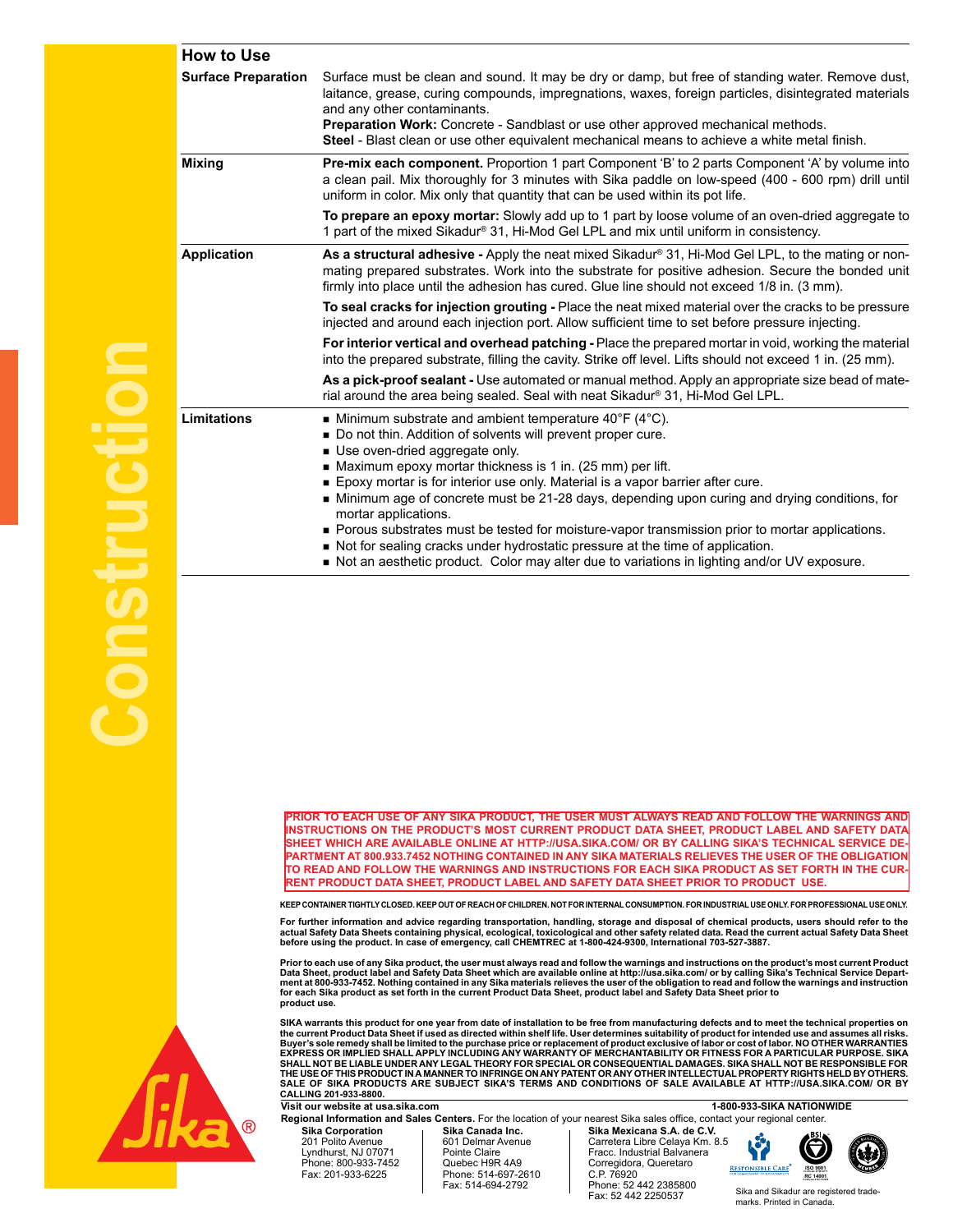## How to Use

**Surface Preparation**

Surface must be clean and sound. It may be dry or damp, but free of standing water. Remove dust, laitance, grease, curing compounds, impregnations, waxes, foreign particles, disintegrated materials and any other contaminants.

**Preparation Work:** Concrete - Sandblast or use other approved mechanical methods.

**Steel** - Blast clean or use other equivalent mechanical means to achieve a white metal finish.

**Mixing**

**Pre-mix each component.** Proportion 1 part Component 'B' to 2 parts Component 'A' by volume into a clean pail. Mix thoroughly for 3 minutes with Sika paddle on low-speed (400 - 600 rpm) drill until uniform in color. Mix only that quantity that can be used within its pot life.

**To prepare an epoxy mortar:** Slowly add up to 1 part by loose volume of an oven-dried aggregate to 1 part of the mixed Sikadur® 31, Hi-Mod Gel LPL and mix until uniform in consistency.

**Application**

**As a structural adhesive -** Apply the neat mixed Sikadur® 31, Hi-Mod Gel LPL, to the mating or non-mating prepared substrates. Work into the substrate for positive adhesion. Secure the bonded unit firmly into place until the adhesion has cured. Glue line should not exceed 1/8 in. (3 mm).

**To seal cracks for injection grouting -** Place the neat mixed material over the cracks to be pressure injected and around each injection port. Allow sufficient time to set before pressure injecting.

**For interior vertical and overhead patching -** Place the prepared mortar in void, working the material into the prepared substrate, filling the cavity. Strike off level. Lifts should not exceed 1 in. (25 mm).

**As a pick-proof sealant -** Use automated or manual method. Apply an appropriate size bead of material around the area being sealed. Seal with neat Sikadur® 31, Hi-Mod Gel LPL.

**Limitations**

- Minimum substrate and ambient temperature 40°F (4°C).
- Do not thin. Addition of solvents will prevent proper cure.
- Use oven-dried aggregate only.
- Maximum epoxy mortar thickness is 1 in. (25 mm) per lift.
- Epoxy mortar is for interior use only. Material is a vapor barrier after cure.
- Minimum age of concrete must be 21-28 days, depending upon curing and drying conditions, for mortar applications.
- Porous substrates must be tested for moisture-vapor transmission prior to mortar applications.
- Not for sealing cracks under hydrostatic pressure at the time of application.
- Not an aesthetic product. Color may alter due to variations in lighting and/or UV exposure.

Construction

**PRIOR TO EACH USE OF ANY SIKA PRODUCT, THE USER MUST ALWAYS READ AND FOLLOW THE WARNINGS AND INSTRUCTIONS ON THE PRODUCT'S MOST CURRENT PRODUCT DATA SHEET, PRODUCT LABEL AND SAFETY DATA SHEET WHICH ARE AVAILABLE ONLINE AT HTTP://USA.SIKA.COM/ OR BY CALLING SIKA'S TECHNICAL SERVICE DEPARTMENT AT 800.933.7452 NOTHING CONTAINED IN ANY SIKA MATERIALS RELIEVES THE USER OF THE OBLIGATION TO READ AND FOLLOW THE WARNINGS AND INSTRUCTIONS FOR EACH SIKA PRODUCT AS SET FORTH IN THE CURRENT PRODUCT DATA SHEET, PRODUCT LABEL AND SAFETY DATA SHEET PRIOR TO PRODUCT USE.**

**KEEP CONTAINER TIGHTLY CLOSED. KEEP OUT OF REACH OF CHILDREN. NOT FOR INTERNAL CONSUMPTION. FOR INDUSTRIAL USE ONLY. FOR PROFESSIONAL USE ONLY.**

**For further information and advice regarding transportation, handling, storage and disposal of chemical products, users should refer to the actual Safety Data Sheets containing physical, ecological, toxicological and other safety related data. Read the current actual Safety Data Sheet before using the product. In case of emergency, call CHEMTREC at 1-800-424-9300, International 703-527-3887.**

**Prior to each use of any Sika product, the user must always read and follow the warnings and instructions on the product's most current Product Data Sheet, product label and Safety Data Sheet which are available online at http://usa.sika.com/ or by calling Sika's Technical Service Department at 800-933-7452. Nothing contained in any Sika materials relieves the user of the obligation to read and follow the warnings and instruction for each Sika product as set forth in the current Product Data Sheet, product label and Safety Data Sheet prior to product use.**

**SIKA warrants this product for one year from date of installation to be free from manufacturing defects and to meet the technical properties on the current Product Data Sheet if used as directed within shelf life. User determines suitability of product for intended use and assumes all risks. Buyer's sole remedy shall be limited to the purchase price or replacement of product exclusive of labor or cost of labor. NO OTHER WARRANTIES EXPRESS OR IMPLIED SHALL APPLY INCLUDING ANY WARRANTY OF MERCHANTABILITY OR FITNESS FOR A PARTICULAR PURPOSE. SIKA SHALL NOT BE LIABLE UNDER ANY LEGAL THEORY FOR SPECIAL OR CONSEQUENTIAL DAMAGES. SIKA SHALL NOT BE RESPONSIBLE FOR THE USE OF THIS PRODUCT IN A MANNER TO INFRINGE ON ANY PATENT OR ANY OTHER INTELLECTUAL PROPERTY RIGHTS HELD BY OTHERS. SALE OF SIKA PRODUCTS ARE SUBJECT SIKA'S TERMS AND CONDITIONS OF SALE AVAILABLE AT HTTP://USA.SIKA.COM/ OR BY CALLING 201-933-8800.**

**Visit our website at usa.sika.com** **1-800-933-SIKA NATIONWIDE**

**Regional Information and Sales Centers.** For the location of your nearest Sika sales office, contact your regional center.

**Sika Corporation**
201 Polito Avenue
Lyndhurst, NJ 07071
Phone: 800-933-7452
Fax: 201-933-6225

**Sika Canada Inc.**
601 Delmar Avenue
Pointe Claire
Quebec H9R 4A9
Phone: 514-697-2610
Fax: 514-694-2792

**Sika Mexicana S.A. de C.V.**
Carretera Libre Celaya Km. 8.5
Fracc. Industrial Balvanera
Corregidora, Queretaro
C.P. 76920
Phone: 52 442 2385800
Fax: 52 442 2250537

Sika and Sikadur are registered trademarks. Printed in Canada.